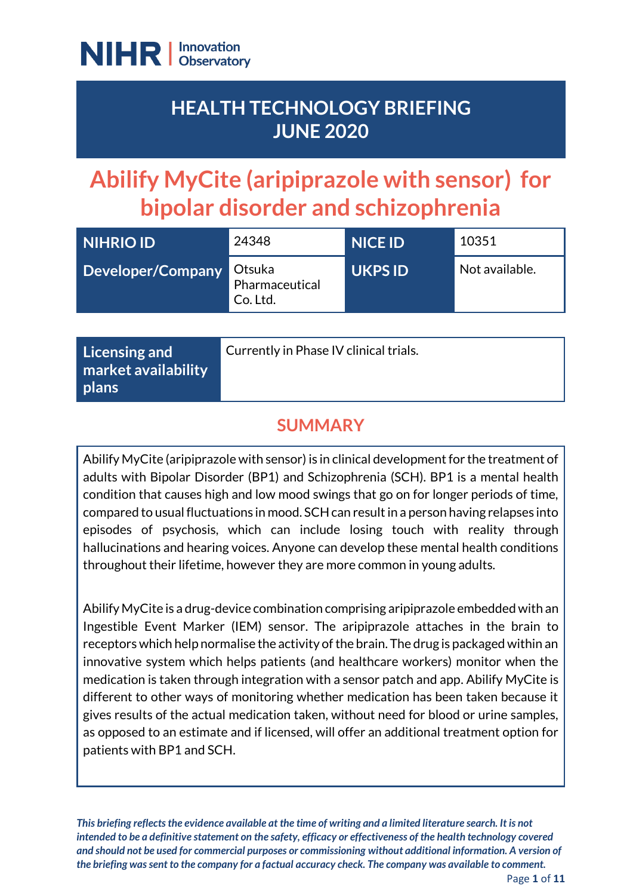NIHR | Innovation Observatory

# HEALTH TECHNOLOGY BRIEFING JUNE 2020

# Abilify MyCite (aripiprazole with sensor) for bipolar disorder and schizophrenia

| | | | |
|---|---|---|---|
| **NIHRIO ID** | 24348 | **NICE ID** | 10351 |
| **Developer/Company** | Otsuka Pharmaceutical Co. Ltd. | **UKPS ID** | Not available. |

| | |
|---|---|
| **Licensing and market availability plans** | Currently in Phase IV clinical trials. |

## SUMMARY

Abilify MyCite (aripiprazole with sensor) is in clinical development for the treatment of adults with Bipolar Disorder (BP1) and Schizophrenia (SCH). BP1 is a mental health condition that causes high and low mood swings that go on for longer periods of time, compared to usual fluctuations in mood. SCH can result in a person having relapses into episodes of psychosis, which can include losing touch with reality through hallucinations and hearing voices. Anyone can develop these mental health conditions throughout their lifetime, however they are more common in young adults.

Abilify MyCite is a drug-device combination comprising aripiprazole embedded with an Ingestible Event Marker (IEM) sensor. The aripiprazole attaches in the brain to receptors which help normalise the activity of the brain. The drug is packaged within an innovative system which helps patients (and healthcare workers) monitor when the medication is taken through integration with a sensor patch and app. Abilify MyCite is different to other ways of monitoring whether medication has been taken because it gives results of the actual medication taken, without need for blood or urine samples, as opposed to an estimate and if licensed, will offer an additional treatment option for patients with BP1 and SCH.

*This briefing reflects the evidence available at the time of writing and a limited literature search. It is not intended to be a definitive statement on the safety, efficacy or effectiveness of the health technology covered and should not be used for commercial purposes or commissioning without additional information. A version of the briefing was sent to the company for a factual accuracy check. The company was available to comment.*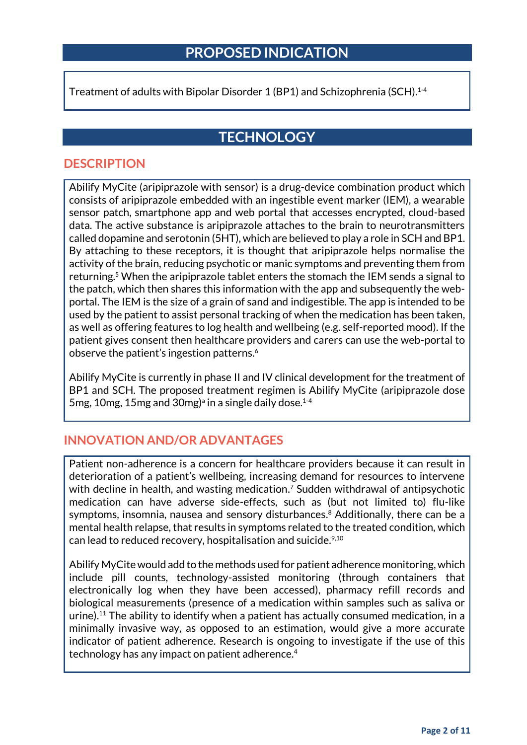## PROPOSED INDICATION

Treatment of adults with Bipolar Disorder 1 (BP1) and Schizophrenia (SCH).[1-4]

## TECHNOLOGY

### DESCRIPTION

Abilify MyCite (aripiprazole with sensor) is a drug-device combination product which consists of aripiprazole embedded with an ingestible event marker (IEM), a wearable sensor patch, smartphone app and web portal that accesses encrypted, cloud-based data. The active substance is aripiprazole attaches to the brain to neurotransmitters called dopamine and serotonin (5HT), which are believed to play a role in SCH and BP1. By attaching to these receptors, it is thought that aripiprazole helps normalise the activity of the brain, reducing psychotic or manic symptoms and preventing them from returning.[5] When the aripiprazole tablet enters the stomach the IEM sends a signal to the patch, which then shares this information with the app and subsequently the web-portal. The IEM is the size of a grain of sand and indigestible. The app is intended to be used by the patient to assist personal tracking of when the medication has been taken, as well as offering features to log health and wellbeing (e.g. self-reported mood). If the patient gives consent then healthcare providers and carers can use the web-portal to observe the patient's ingestion patterns.[6]

Abilify MyCite is currently in phase II and IV clinical development for the treatment of BP1 and SCH. The proposed treatment regimen is Abilify MyCite (aripiprazole dose 5mg, 10mg, 15mg and 30mg)[a] in a single daily dose.[1-4]

### INNOVATION AND/OR ADVANTAGES

Patient non-adherence is a concern for healthcare providers because it can result in deterioration of a patient's wellbeing, increasing demand for resources to intervene with decline in health, and wasting medication.[7] Sudden withdrawal of antipsychotic medication can have adverse side-effects, such as (but not limited to) flu-like symptoms, insomnia, nausea and sensory disturbances.[8] Additionally, there can be a mental health relapse, that results in symptoms related to the treated condition, which can lead to reduced recovery, hospitalisation and suicide.[9,10]

Abilify MyCite would add to the methods used for patient adherence monitoring, which include pill counts, technology-assisted monitoring (through containers that electronically log when they have been accessed), pharmacy refill records and biological measurements (presence of a medication within samples such as saliva or urine).[11] The ability to identify when a patient has actually consumed medication, in a minimally invasive way, as opposed to an estimation, would give a more accurate indicator of patient adherence. Research is ongoing to investigate if the use of this technology has any impact on patient adherence.[4]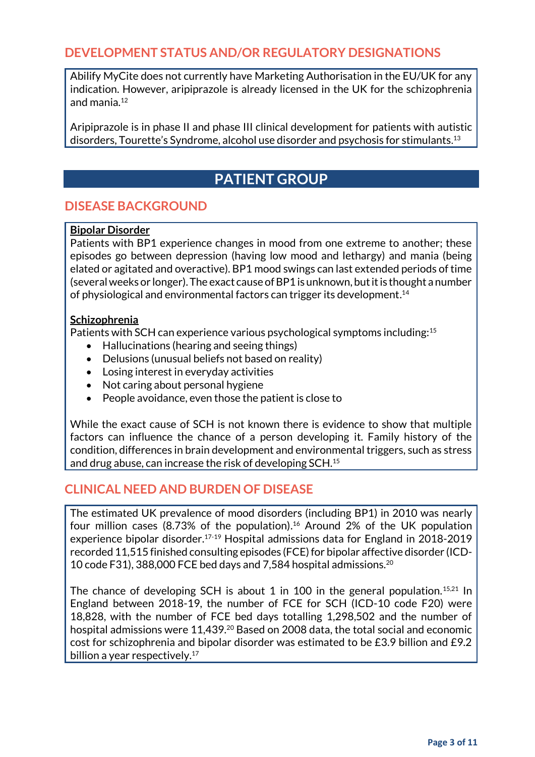## DEVELOPMENT STATUS AND/OR REGULATORY DESIGNATIONS

Abilify MyCite does not currently have Marketing Authorisation in the EU/UK for any indication. However, aripiprazole is already licensed in the UK for the schizophrenia and mania.[12]

Aripiprazole is in phase II and phase III clinical development for patients with autistic disorders, Tourette's Syndrome, alcohol use disorder and psychosis for stimulants.[13]

# PATIENT GROUP

## DISEASE BACKGROUND

**Bipolar Disorder**

Patients with BP1 experience changes in mood from one extreme to another; these episodes go between depression (having low mood and lethargy) and mania (being elated or agitated and overactive). BP1 mood swings can last extended periods of time (several weeks or longer). The exact cause of BP1 is unknown, but it is thought a number of physiological and environmental factors can trigger its development.[14]

**Schizophrenia**

Patients with SCH can experience various psychological symptoms including:[15]

- Hallucinations (hearing and seeing things)
- Delusions (unusual beliefs not based on reality)
- Losing interest in everyday activities
- Not caring about personal hygiene
- People avoidance, even those the patient is close to

While the exact cause of SCH is not known there is evidence to show that multiple factors can influence the chance of a person developing it. Family history of the condition, differences in brain development and environmental triggers, such as stress and drug abuse, can increase the risk of developing SCH.[15]

## CLINICAL NEED AND BURDEN OF DISEASE

The estimated UK prevalence of mood disorders (including BP1) in 2010 was nearly four million cases (8.73% of the population).[16] Around 2% of the UK population experience bipolar disorder.[17-19] Hospital admissions data for England in 2018-2019 recorded 11,515 finished consulting episodes (FCE) for bipolar affective disorder (ICD-10 code F31), 388,000 FCE bed days and 7,584 hospital admissions.[20]

The chance of developing SCH is about 1 in 100 in the general population.[15,21] In England between 2018-19, the number of FCE for SCH (ICD-10 code F20) were 18,828, with the number of FCE bed days totalling 1,298,502 and the number of hospital admissions were 11,439.[20] Based on 2008 data, the total social and economic cost for schizophrenia and bipolar disorder was estimated to be £3.9 billion and £9.2 billion a year respectively.[17]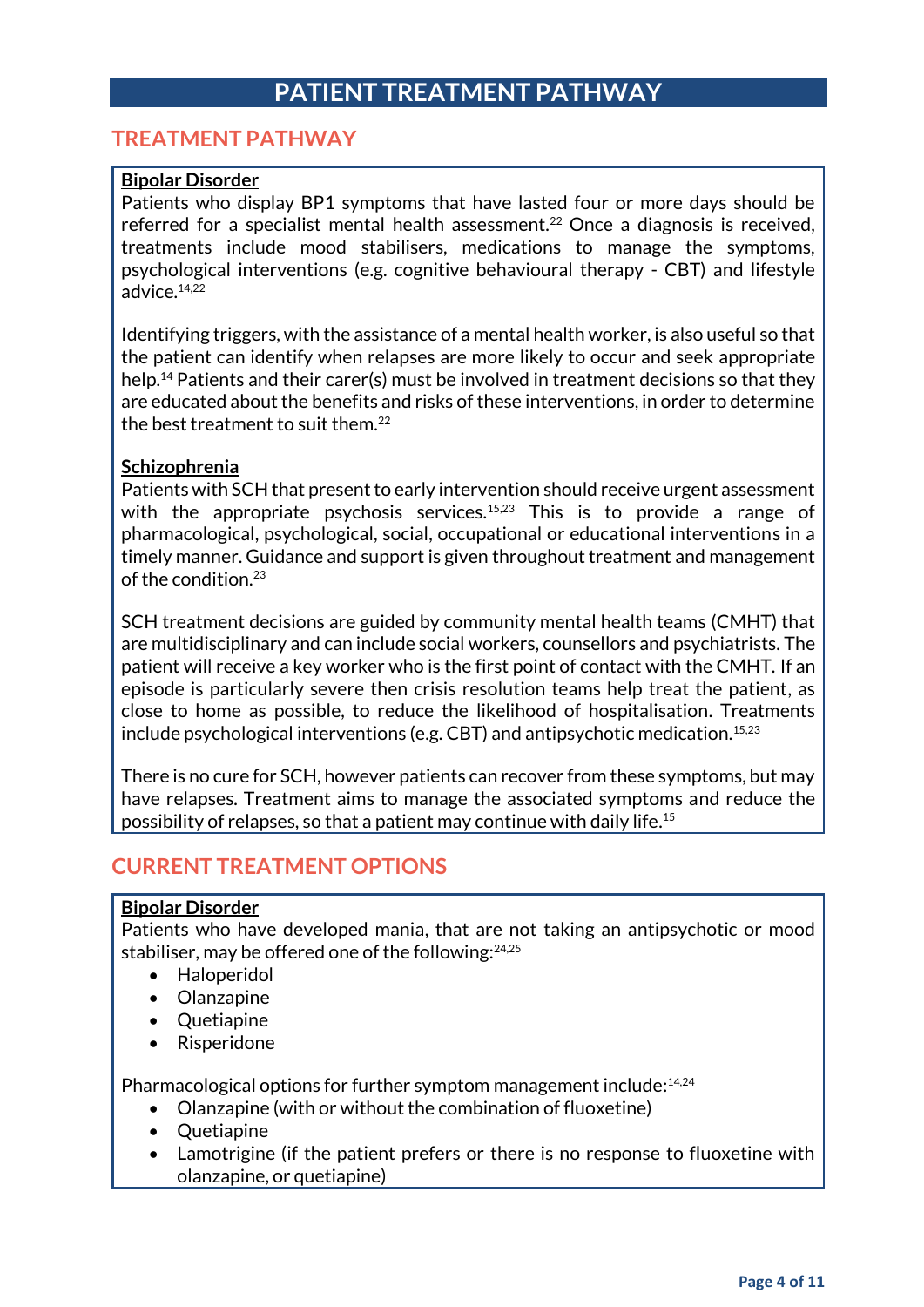# PATIENT TREATMENT PATHWAY

## TREATMENT PATHWAY

**Bipolar Disorder**

Patients who display BP1 symptoms that have lasted four or more days should be referred for a specialist mental health assessment.[22] Once a diagnosis is received, treatments include mood stabilisers, medications to manage the symptoms, psychological interventions (e.g. cognitive behavioural therapy - CBT) and lifestyle advice.[14,22]

Identifying triggers, with the assistance of a mental health worker, is also useful so that the patient can identify when relapses are more likely to occur and seek appropriate help.[14] Patients and their carer(s) must be involved in treatment decisions so that they are educated about the benefits and risks of these interventions, in order to determine the best treatment to suit them.[22]

**Schizophrenia**

Patients with SCH that present to early intervention should receive urgent assessment with the appropriate psychosis services.[15,23] This is to provide a range of pharmacological, psychological, social, occupational or educational interventions in a timely manner. Guidance and support is given throughout treatment and management of the condition.[23]

SCH treatment decisions are guided by community mental health teams (CMHT) that are multidisciplinary and can include social workers, counsellors and psychiatrists. The patient will receive a key worker who is the first point of contact with the CMHT. If an episode is particularly severe then crisis resolution teams help treat the patient, as close to home as possible, to reduce the likelihood of hospitalisation. Treatments include psychological interventions (e.g. CBT) and antipsychotic medication.[15,23]

There is no cure for SCH, however patients can recover from these symptoms, but may have relapses. Treatment aims to manage the associated symptoms and reduce the possibility of relapses, so that a patient may continue with daily life.[15]

## CURRENT TREATMENT OPTIONS

**Bipolar Disorder**

Patients who have developed mania, that are not taking an antipsychotic or mood stabiliser, may be offered one of the following:[24,25]

- Haloperidol
- Olanzapine
- Quetiapine
- Risperidone

Pharmacological options for further symptom management include:[14,24]

- Olanzapine (with or without the combination of fluoxetine)
- Quetiapine
- Lamotrigine (if the patient prefers or there is no response to fluoxetine with olanzapine, or quetiapine)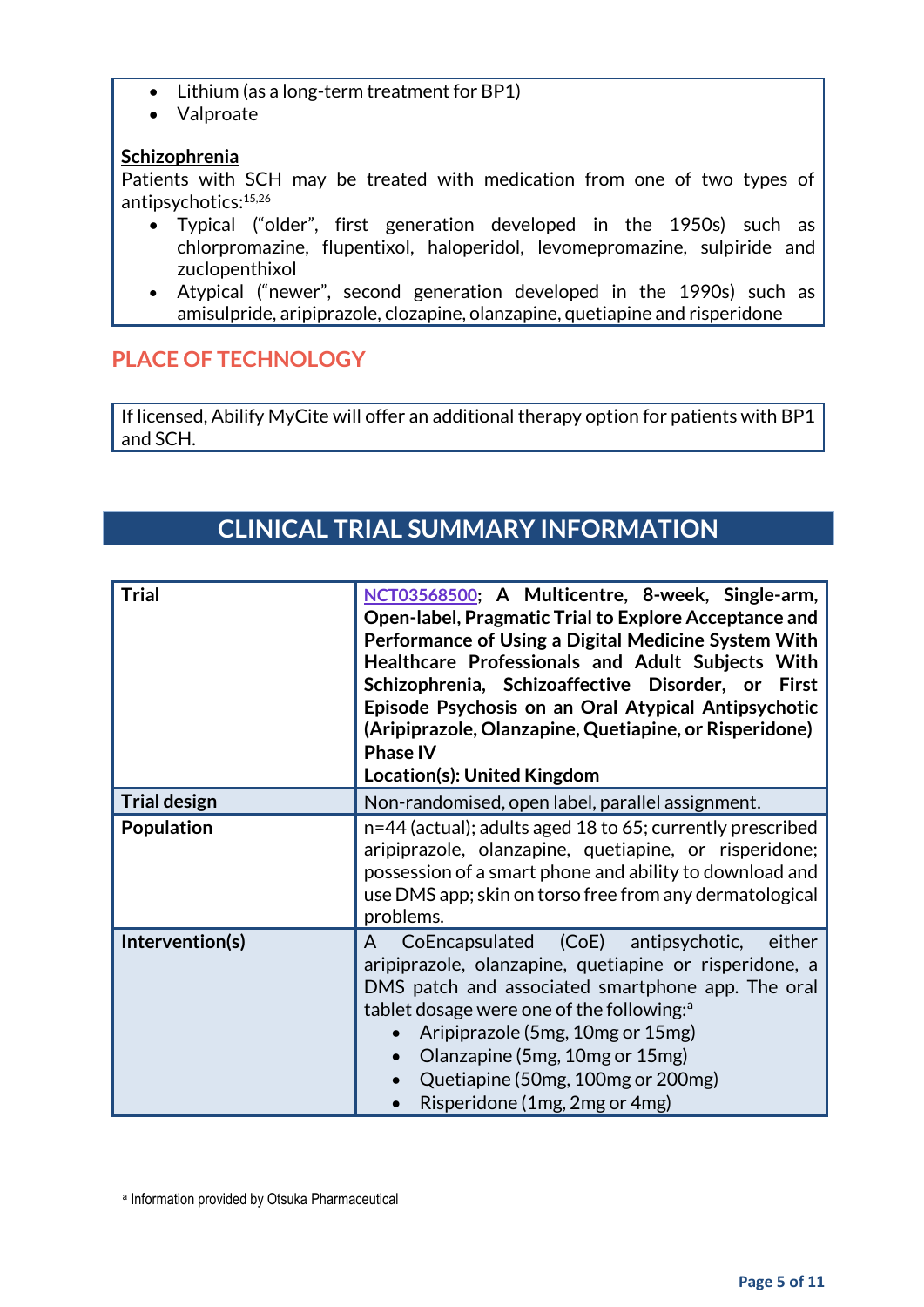- Lithium (as a long-term treatment for BP1)
- Valproate

**Schizophrenia**

Patients with SCH may be treated with medication from one of two types of antipsychotics:[15,26]

- Typical ("older", first generation developed in the 1950s) such as chlorpromazine, flupentixol, haloperidol, levomepromazine, sulpiride and zuclopenthixol
- Atypical ("newer", second generation developed in the 1990s) such as amisulpride, aripiprazole, clozapine, olanzapine, quetiapine and risperidone

## PLACE OF TECHNOLOGY

If licensed, Abilify MyCite will offer an additional therapy option for patients with BP1 and SCH.

# CLINICAL TRIAL SUMMARY INFORMATION

| | |
|---|---|
| **Trial** | NCT03568500; **A Multicentre, 8-week, Single-arm, Open-label, Pragmatic Trial to Explore Acceptance and Performance of Using a Digital Medicine System With Healthcare Professionals and Adult Subjects With Schizophrenia, Schizoaffective Disorder, or First Episode Psychosis on an Oral Atypical Antipsychotic (Aripiprazole, Olanzapine, Quetiapine, or Risperidone)**<br>**Phase IV**<br>**Location(s): United Kingdom** |
| **Trial design** | Non-randomised, open label, parallel assignment. |
| **Population** | n=44 (actual); adults aged 18 to 65; currently prescribed aripiprazole, olanzapine, quetiapine, or risperidone; possession of a smart phone and ability to download and use DMS app; skin on torso free from any dermatological problems. |
| **Intervention(s)** | A CoEncapsulated (CoE) antipsychotic, either aripiprazole, olanzapine, quetiapine or risperidone, a DMS patch and associated smartphone app. The oral tablet dosage were one of the following:[a]<br>• Aripiprazole (5mg, 10mg or 15mg)<br>• Olanzapine (5mg, 10mg or 15mg)<br>• Quetiapine (50mg, 100mg or 200mg)<br>• Risperidone (1mg, 2mg or 4mg) |

[a] Information provided by Otsuka Pharmaceutical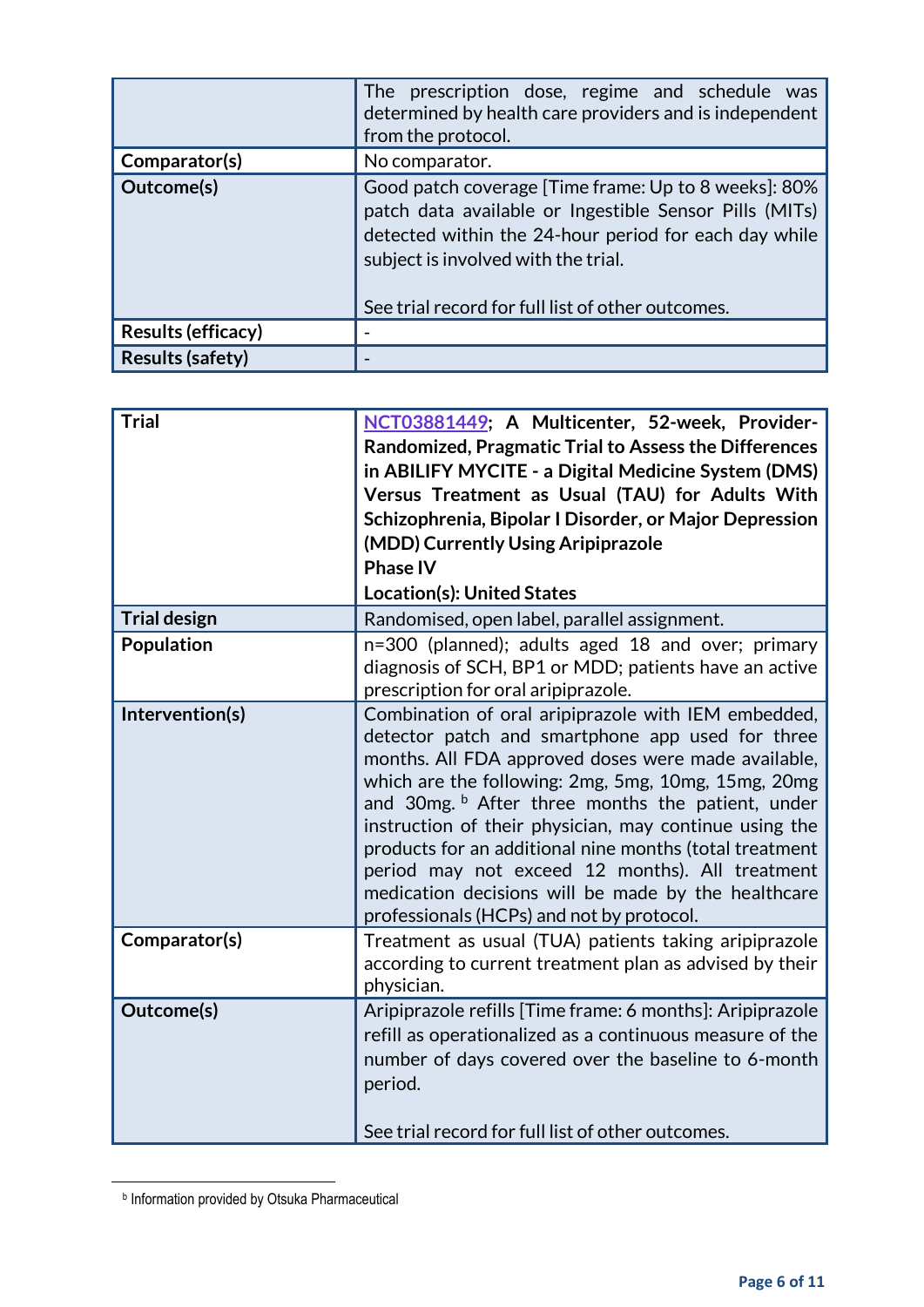| | |
|---|---|
| | The prescription dose, regime and schedule was determined by health care providers and is independent from the protocol. |
| **Comparator(s)** | No comparator. |
| **Outcome(s)** | Good patch coverage [Time frame: Up to 8 weeks]: 80% patch data available or Ingestible Sensor Pills (MITs) detected within the 24-hour period for each day while subject is involved with the trial.<br><br>See trial record for full list of other outcomes. |
| **Results (efficacy)** | - |
| **Results (safety)** | - |

| | |
|---|---|
| **Trial** | **NCT03881449; A Multicenter, 52-week, Provider-Randomized, Pragmatic Trial to Assess the Differences in ABILIFY MYCITE - a Digital Medicine System (DMS) Versus Treatment as Usual (TAU) for Adults With Schizophrenia, Bipolar I Disorder, or Major Depression (MDD) Currently Using Aripiprazole**<br>**Phase IV**<br>**Location(s): United States** |
| **Trial design** | Randomised, open label, parallel assignment. |
| **Population** | n=300 (planned); adults aged 18 and over; primary diagnosis of SCH, BP1 or MDD; patients have an active prescription for oral aripiprazole. |
| **Intervention(s)** | Combination of oral aripiprazole with IEM embedded, detector patch and smartphone app used for three months. All FDA approved doses were made available, which are the following: 2mg, 5mg, 10mg, 15mg, 20mg and 30mg. [b] After three months the patient, under instruction of their physician, may continue using the products for an additional nine months (total treatment period may not exceed 12 months). All treatment medication decisions will be made by the healthcare professionals (HCPs) and not by protocol. |
| **Comparator(s)** | Treatment as usual (TUA) patients taking aripiprazole according to current treatment plan as advised by their physician. |
| **Outcome(s)** | Aripiprazole refills [Time frame: 6 months]: Aripiprazole refill as operationalized as a continuous measure of the number of days covered over the baseline to 6-month period.<br><br>See trial record for full list of other outcomes. |

[b] Information provided by Otsuka Pharmaceutical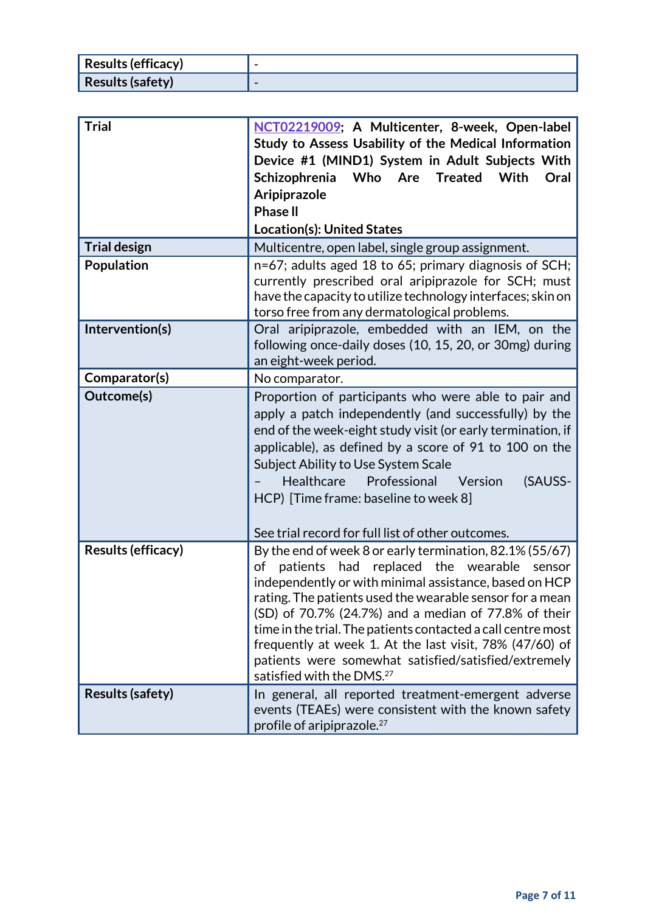| Results (efficacy) | - |
|---|---|
| Results (safety) | - |

| Trial | **NCT02219009; A Multicenter, 8-week, Open-label Study to Assess Usability of the Medical Information Device #1 (MIND1) System in Adult Subjects With Schizophrenia Who Are Treated With Oral Aripiprazole**<br>**Phase II**<br>**Location(s): United States** |
|---|---|
| Trial design | Multicentre, open label, single group assignment. |
| Population | n=67; adults aged 18 to 65; primary diagnosis of SCH; currently prescribed oral aripiprazole for SCH; must have the capacity to utilize technology interfaces; skin on torso free from any dermatological problems. |
| Intervention(s) | Oral aripiprazole, embedded with an IEM, on the following once-daily doses (10, 15, 20, or 30mg) during an eight-week period. |
| Comparator(s) | No comparator. |
| Outcome(s) | Proportion of participants who were able to pair and apply a patch independently (and successfully) by the end of the week-eight study visit (or early termination, if applicable), as defined by a score of 91 to 100 on the Subject Ability to Use System Scale – Healthcare Professional Version (SAUSS-HCP) [Time frame: baseline to week 8]<br><br>See trial record for full list of other outcomes. |
| Results (efficacy) | By the end of week 8 or early termination, 82.1% (55/67) of patients had replaced the wearable sensor independently or with minimal assistance, based on HCP rating. The patients used the wearable sensor for a mean (SD) of 70.7% (24.7%) and a median of 77.8% of their time in the trial. The patients contacted a call centre most frequently at week 1. At the last visit, 78% (47/60) of patients were somewhat satisfied/satisfied/extremely satisfied with the DMS.[27] |
| Results (safety) | In general, all reported treatment-emergent adverse events (TEAEs) were consistent with the known safety profile of aripiprazole.[27] |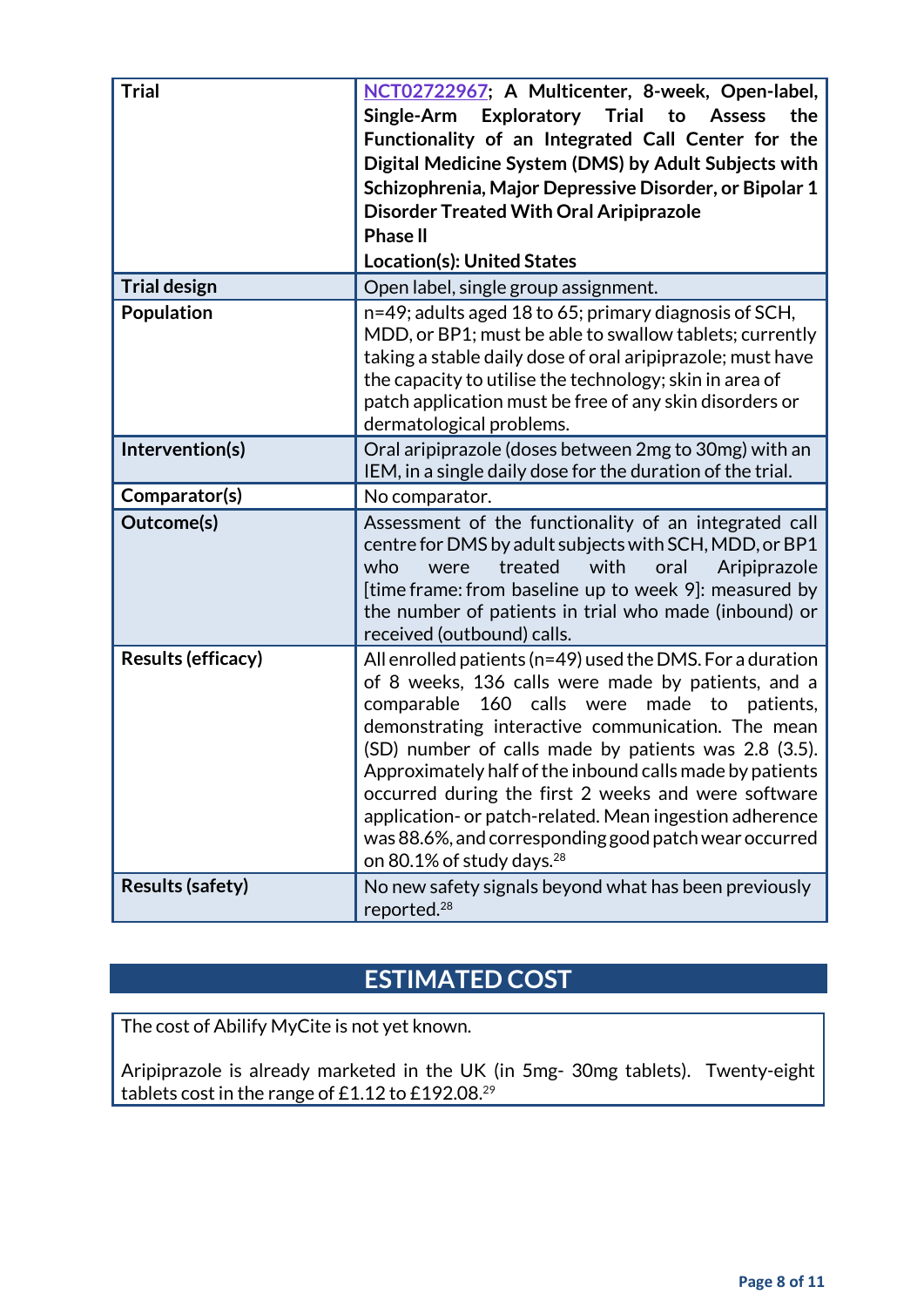| Trial | [NCT02722967](NCT02722967); **A Multicenter, 8-week, Open-label, Single-Arm Exploratory Trial to Assess the Functionality of an Integrated Call Center for the Digital Medicine System (DMS) by Adult Subjects with Schizophrenia, Major Depressive Disorder, or Bipolar 1 Disorder Treated With Oral Aripiprazole**<br>**Phase II**<br>**Location(s): United States** |
|---|---|
| **Trial design** | Open label, single group assignment. |
| **Population** | n=49; adults aged 18 to 65; primary diagnosis of SCH, MDD, or BP1; must be able to swallow tablets; currently taking a stable daily dose of oral aripiprazole; must have the capacity to utilise the technology; skin in area of patch application must be free of any skin disorders or dermatological problems. |
| **Intervention(s)** | Oral aripiprazole (doses between 2mg to 30mg) with an IEM, in a single daily dose for the duration of the trial. |
| **Comparator(s)** | No comparator. |
| **Outcome(s)** | Assessment of the functionality of an integrated call centre for DMS by adult subjects with SCH, MDD, or BP1 who were treated with oral Aripiprazole [time frame: from baseline up to week 9]: measured by the number of patients in trial who made (inbound) or received (outbound) calls. |
| **Results (efficacy)** | All enrolled patients (n=49) used the DMS. For a duration of 8 weeks, 136 calls were made by patients, and a comparable 160 calls were made to patients, demonstrating interactive communication. The mean (SD) number of calls made by patients was 2.8 (3.5). Approximately half of the inbound calls made by patients occurred during the first 2 weeks and were software application- or patch-related. Mean ingestion adherence was 88.6%, and corresponding good patch wear occurred on 80.1% of study days.[28] |
| **Results (safety)** | No new safety signals beyond what has been previously reported.[28] |

## ESTIMATED COST

The cost of Abilify MyCite is not yet known.

Aripiprazole is already marketed in the UK (in 5mg- 30mg tablets). Twenty-eight tablets cost in the range of £1.12 to £192.08.[29]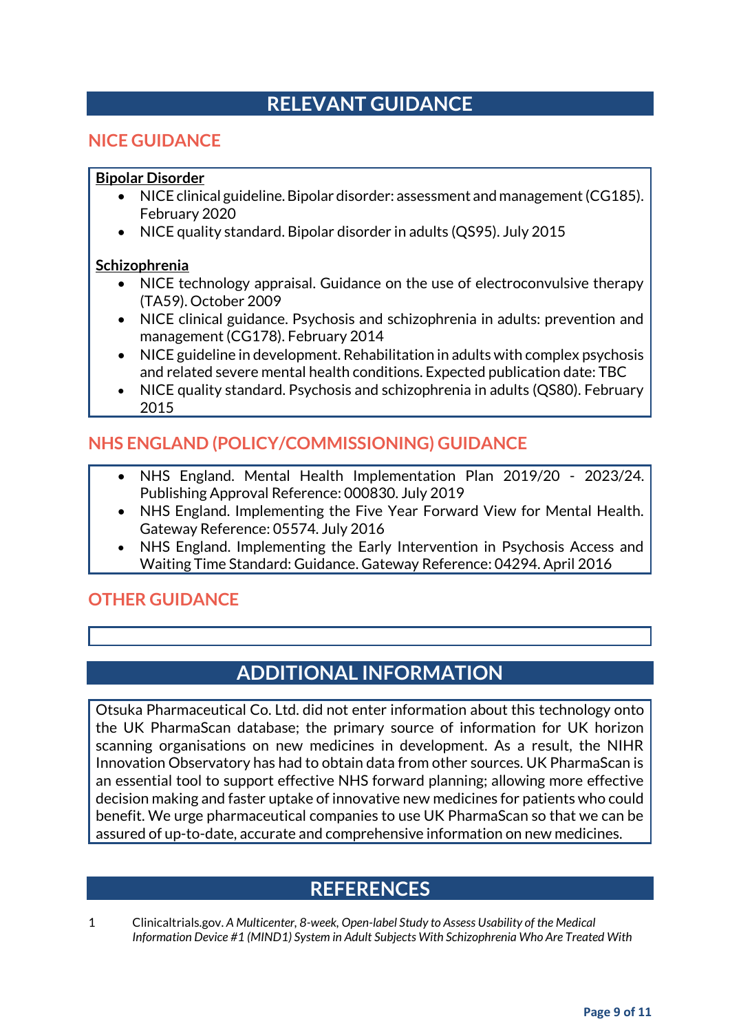# RELEVANT GUIDANCE

## NICE GUIDANCE

**Bipolar Disorder**

- NICE clinical guideline. Bipolar disorder: assessment and management (CG185). February 2020
- NICE quality standard. Bipolar disorder in adults (QS95). July 2015

**Schizophrenia**

- NICE technology appraisal. Guidance on the use of electroconvulsive therapy (TA59). October 2009
- NICE clinical guidance. Psychosis and schizophrenia in adults: prevention and management (CG178). February 2014
- NICE guideline in development. Rehabilitation in adults with complex psychosis and related severe mental health conditions. Expected publication date: TBC
- NICE quality standard. Psychosis and schizophrenia in adults (QS80). February 2015

## NHS ENGLAND (POLICY/COMMISSIONING) GUIDANCE

- NHS England. Mental Health Implementation Plan 2019/20 - 2023/24. Publishing Approval Reference: 000830. July 2019
- NHS England. Implementing the Five Year Forward View for Mental Health. Gateway Reference: 05574. July 2016
- NHS England. Implementing the Early Intervention in Psychosis Access and Waiting Time Standard: Guidance. Gateway Reference: 04294. April 2016

## OTHER GUIDANCE

# ADDITIONAL INFORMATION

Otsuka Pharmaceutical Co. Ltd. did not enter information about this technology onto the UK PharmaScan database; the primary source of information for UK horizon scanning organisations on new medicines in development. As a result, the NIHR Innovation Observatory has had to obtain data from other sources. UK PharmaScan is an essential tool to support effective NHS forward planning; allowing more effective decision making and faster uptake of innovative new medicines for patients who could benefit. We urge pharmaceutical companies to use UK PharmaScan so that we can be assured of up-to-date, accurate and comprehensive information on new medicines.

# REFERENCES

1 Clinicaltrials.gov. *A Multicenter, 8-week, Open-label Study to Assess Usability of the Medical Information Device #1 (MIND1) System in Adult Subjects With Schizophrenia Who Are Treated With*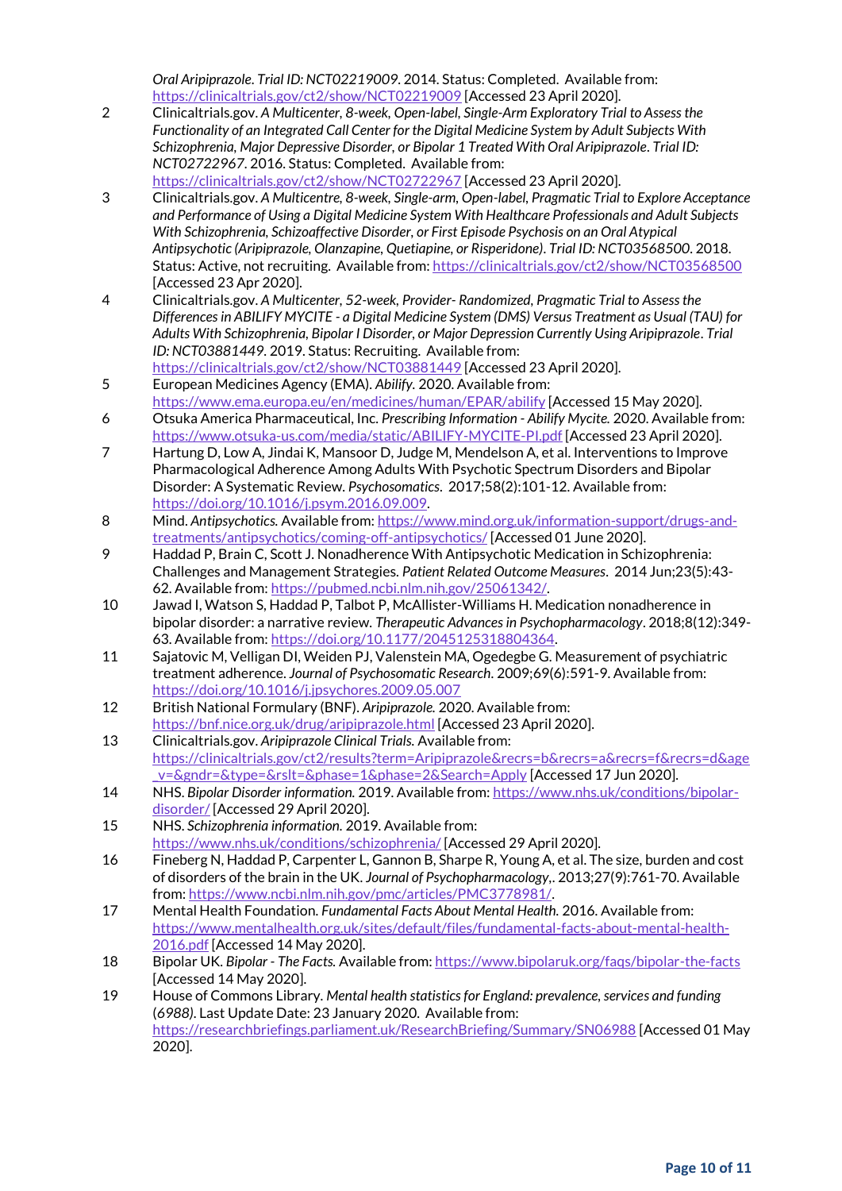*Oral Aripiprazole. Trial ID: NCT02219009*. 2014. Status: Completed. Available from: https://clinicaltrials.gov/ct2/show/NCT02219009 [Accessed 23 April 2020].

2. Clinicaltrials.gov. *A Multicenter, 8-week, Open-label, Single-Arm Exploratory Trial to Assess the Functionality of an Integrated Call Center for the Digital Medicine System by Adult Subjects With Schizophrenia, Major Depressive Disorder, or Bipolar 1 Treated With Oral Aripiprazole. Trial ID: NCT02722967*. 2016. Status: Completed. Available from: https://clinicaltrials.gov/ct2/show/NCT02722967 [Accessed 23 April 2020].
3. Clinicaltrials.gov. *A Multicentre, 8-week, Single-arm, Open-label, Pragmatic Trial to Explore Acceptance and Performance of Using a Digital Medicine System With Healthcare Professionals and Adult Subjects With Schizophrenia, Schizoaffective Disorder, or First Episode Psychosis on an Oral Atypical Antipsychotic (Aripiprazole, Olanzapine, Quetiapine, or Risperidone). Trial ID: NCT03568500*. 2018. Status: Active, not recruiting. Available from: https://clinicaltrials.gov/ct2/show/NCT03568500 [Accessed 23 Apr 2020].
4. Clinicaltrials.gov. *A Multicenter, 52-week, Provider- Randomized, Pragmatic Trial to Assess the Differences in ABILIFY MYCITE - a Digital Medicine System (DMS) Versus Treatment as Usual (TAU) for Adults With Schizophrenia, Bipolar I Disorder, or Major Depression Currently Using Aripiprazole. Trial ID: NCT03881449*. 2019. Status: Recruiting. Available from: https://clinicaltrials.gov/ct2/show/NCT03881449 [Accessed 23 April 2020].
5. European Medicines Agency (EMA). *Abilify.* 2020. Available from: https://www.ema.europa.eu/en/medicines/human/EPAR/abilify [Accessed 15 May 2020].
6. Otsuka America Pharmaceutical, Inc. *Prescribing Information - Abilify Mycite.* 2020. Available from: https://www.otsuka-us.com/media/static/ABILIFY-MYCITE-PI.pdf [Accessed 23 April 2020].
7. Hartung D, Low A, Jindai K, Mansoor D, Judge M, Mendelson A, et al. Interventions to Improve Pharmacological Adherence Among Adults With Psychotic Spectrum Disorders and Bipolar Disorder: A Systematic Review. *Psychosomatics*. 2017;58(2):101-12. Available from: https://doi.org/10.1016/j.psym.2016.09.009.
8. Mind. *Antipsychotics.* Available from: https://www.mind.org.uk/information-support/drugs-and-treatments/antipsychotics/coming-off-antipsychotics/ [Accessed 01 June 2020].
9. Haddad P, Brain C, Scott J. Nonadherence With Antipsychotic Medication in Schizophrenia: Challenges and Management Strategies. *Patient Related Outcome Measures*. 2014 Jun;23(5):43-62. Available from: https://pubmed.ncbi.nlm.nih.gov/25061342/.
10. Jawad I, Watson S, Haddad P, Talbot P, McAllister-Williams H. Medication nonadherence in bipolar disorder: a narrative review. *Therapeutic Advances in Psychopharmacology*. 2018;8(12):349-63. Available from: https://doi.org/10.1177/2045125318804364.
11. Sajatovic M, Velligan DI, Weiden PJ, Valenstein MA, Ogedegbe G. Measurement of psychiatric treatment adherence. *Journal of Psychosomatic Research*. 2009;69(6):591-9. Available from: https://doi.org/10.1016/j.jpsychores.2009.05.007
12. British National Formulary (BNF). *Aripiprazole.* 2020. Available from: https://bnf.nice.org.uk/drug/aripiprazole.html [Accessed 23 April 2020].
13. Clinicaltrials.gov. *Aripiprazole Clinical Trials.* Available from: https://clinicaltrials.gov/ct2/results?term=Aripiprazole&recrs=b&recrs=a&recrs=f&recrs=d&age_v=&gndr=&type=&rslt=&phase=1&phase=2&Search=Apply [Accessed 17 Jun 2020].
14. NHS. *Bipolar Disorder information.* 2019. Available from: https://www.nhs.uk/conditions/bipolar-disorder/ [Accessed 29 April 2020].
15. NHS. *Schizophrenia information.* 2019. Available from: https://www.nhs.uk/conditions/schizophrenia/ [Accessed 29 April 2020].
16. Fineberg N, Haddad P, Carpenter L, Gannon B, Sharpe R, Young A, et al. The size, burden and cost of disorders of the brain in the UK. *Journal of Psychopharmacology,*. 2013;27(9):761-70. Available from: https://www.ncbi.nlm.nih.gov/pmc/articles/PMC3778981/.
17. Mental Health Foundation. *Fundamental Facts About Mental Health.* 2016. Available from: https://www.mentalhealth.org.uk/sites/default/files/fundamental-facts-about-mental-health-2016.pdf [Accessed 14 May 2020].
18. Bipolar UK. *Bipolar - The Facts.* Available from: https://www.bipolaruk.org/faqs/bipolar-the-facts [Accessed 14 May 2020].
19. House of Commons Library. *Mental health statistics for England: prevalence, services and funding (6988).* Last Update Date: 23 January 2020. Available from: https://researchbriefings.parliament.uk/ResearchBriefing/Summary/SN06988 [Accessed 01 May 2020].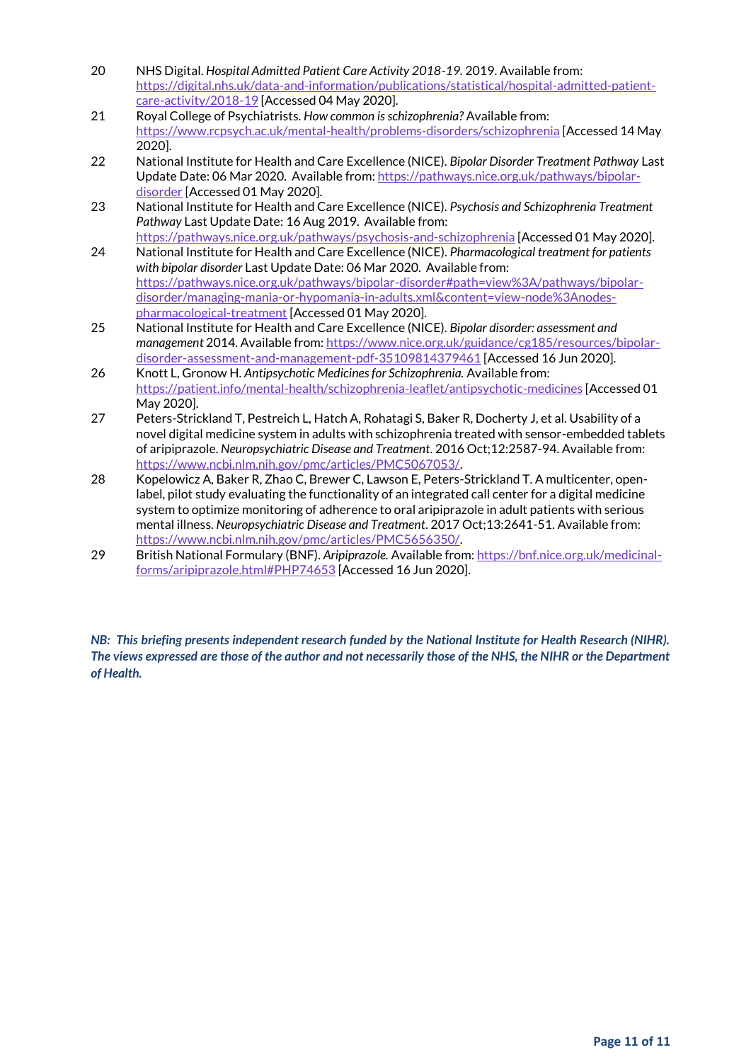20. NHS Digital. *Hospital Admitted Patient Care Activity 2018-19*. 2019. Available from: https://digital.nhs.uk/data-and-information/publications/statistical/hospital-admitted-patient-care-activity/2018-19 [Accessed 04 May 2020].
21. Royal College of Psychiatrists. *How common is schizophrenia?* Available from: https://www.rcpsych.ac.uk/mental-health/problems-disorders/schizophrenia [Accessed 14 May 2020].
22. National Institute for Health and Care Excellence (NICE). *Bipolar Disorder Treatment Pathway* Last Update Date: 06 Mar 2020. Available from: https://pathways.nice.org.uk/pathways/bipolar-disorder [Accessed 01 May 2020].
23. National Institute for Health and Care Excellence (NICE). *Psychosis and Schizophrenia Treatment Pathway* Last Update Date: 16 Aug 2019. Available from: https://pathways.nice.org.uk/pathways/psychosis-and-schizophrenia [Accessed 01 May 2020].
24. National Institute for Health and Care Excellence (NICE). *Pharmacological treatment for patients with bipolar disorder* Last Update Date: 06 Mar 2020. Available from: https://pathways.nice.org.uk/pathways/bipolar-disorder#path=view%3A/pathways/bipolar-disorder/managing-mania-or-hypomania-in-adults.xml&content=view-node%3Anodes-pharmacological-treatment [Accessed 01 May 2020].
25. National Institute for Health and Care Excellence (NICE). *Bipolar disorder: assessment and management* 2014. Available from: https://www.nice.org.uk/guidance/cg185/resources/bipolar-disorder-assessment-and-management-pdf-35109814379461 [Accessed 16 Jun 2020].
26. Knott L, Gronow H. *Antipsychotic Medicines for Schizophrenia.* Available from: https://patient.info/mental-health/schizophrenia-leaflet/antipsychotic-medicines [Accessed 01 May 2020].
27. Peters-Strickland T, Pestreich L, Hatch A, Rohatagi S, Baker R, Docherty J, et al. Usability of a novel digital medicine system in adults with schizophrenia treated with sensor-embedded tablets of aripiprazole. *Neuropsychiatric Disease and Treatment*. 2016 Oct;12:2587-94. Available from: https://www.ncbi.nlm.nih.gov/pmc/articles/PMC5067053/.
28. Kopelowicz A, Baker R, Zhao C, Brewer C, Lawson E, Peters-Strickland T. A multicenter, open-label, pilot study evaluating the functionality of an integrated call center for a digital medicine system to optimize monitoring of adherence to oral aripiprazole in adult patients with serious mental illness. *Neuropsychiatric Disease and Treatment*. 2017 Oct;13:2641-51. Available from: https://www.ncbi.nlm.nih.gov/pmc/articles/PMC5656350/.
29. British National Formulary (BNF). *Aripiprazole.* Available from: https://bnf.nice.org.uk/medicinal-forms/aripiprazole.html#PHP74653 [Accessed 16 Jun 2020].

***NB: This briefing presents independent research funded by the National Institute for Health Research (NIHR). The views expressed are those of the author and not necessarily those of the NHS, the NIHR or the Department of Health.***